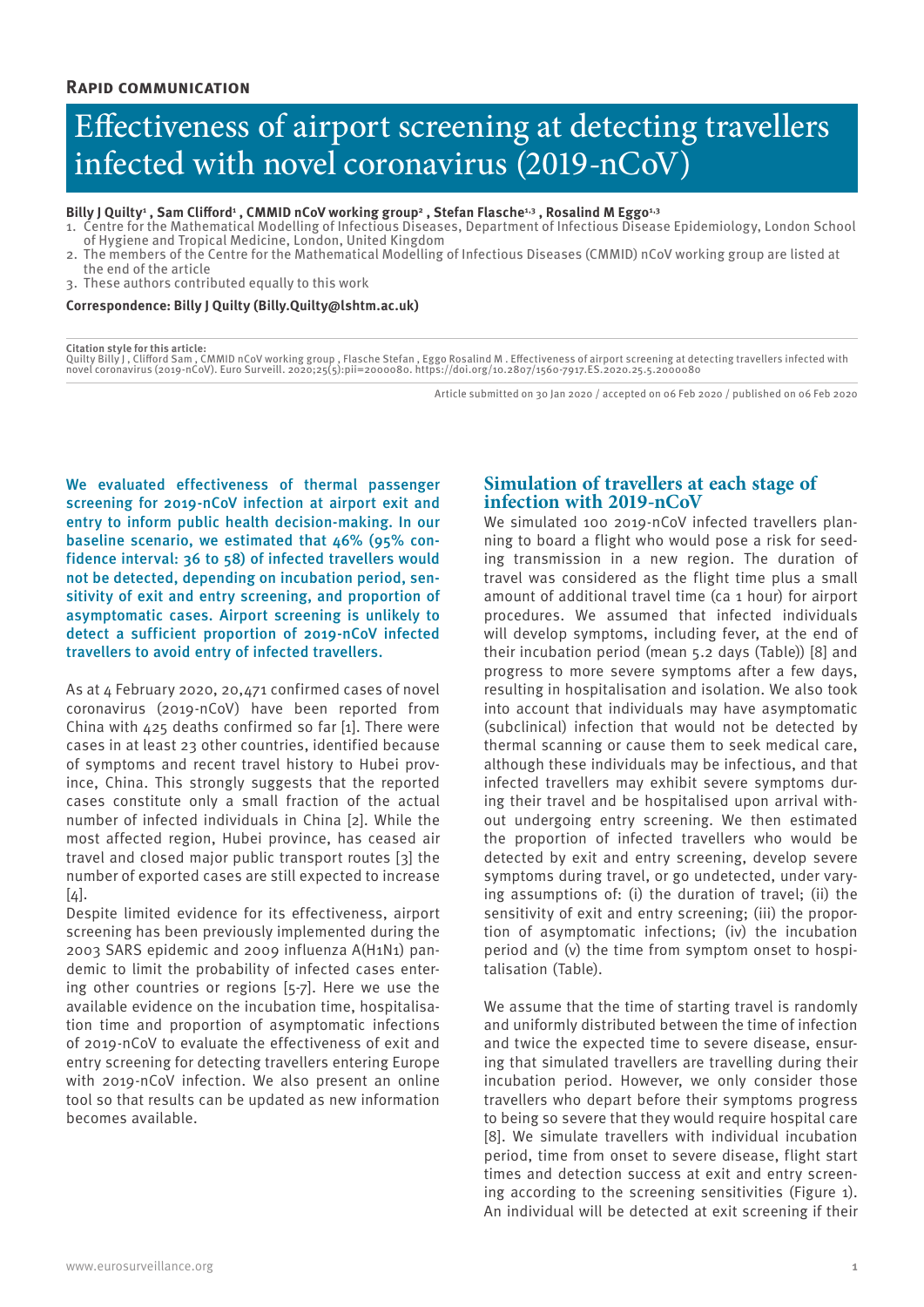**Rapid communication**

# Effectiveness of airport screening at detecting travellers infected with novel coronavirus (2019-nCoV)

**Billy J Quilty[1], Sam Clifford[1], CMMID nCoV working group[2], Stefan Flasche[1,3], Rosalind M Eggo[1,3]**

1. Centre for the Mathematical Modelling of Infectious Diseases, Department of Infectious Disease Epidemiology, London School of Hygiene and Tropical Medicine, London, United Kingdom
2. The members of the Centre for the Mathematical Modelling of Infectious Diseases (CMMID) nCoV working group are listed at the end of the article
3. These authors contributed equally to this work

**Correspondence: Billy J Quilty (Billy.Quilty@lshtm.ac.uk)**

**Citation style for this article:**
Quilty Billy J, Clifford Sam, CMMID nCoV working group, Flasche Stefan, Eggo Rosalind M. Effectiveness of airport screening at detecting travellers infected with novel coronavirus (2019-nCoV). Euro Surveill. 2020;25(5):pii=2000080. https://doi.org/10.2807/1560-7917.ES.2020.25.5.2000080

Article submitted on 30 Jan 2020 / accepted on 06 Feb 2020 / published on 06 Feb 2020

We evaluated effectiveness of thermal passenger screening for 2019-nCoV infection at airport exit and entry to inform public health decision-making. In our baseline scenario, we estimated that 46% (95% confidence interval: 36 to 58) of infected travellers would not be detected, depending on incubation period, sensitivity of exit and entry screening, and proportion of asymptomatic cases. Airport screening is unlikely to detect a sufficient proportion of 2019-nCoV infected travellers to avoid entry of infected travellers.

As at 4 February 2020, 20,471 confirmed cases of novel coronavirus (2019-nCoV) have been reported from China with 425 deaths confirmed so far [1]. There were cases in at least 23 other countries, identified because of symptoms and recent travel history to Hubei province, China. This strongly suggests that the reported cases constitute only a small fraction of the actual number of infected individuals in China [2]. While the most affected region, Hubei province, has ceased air travel and closed major public transport routes [3] the number of exported cases are still expected to increase [4].

Despite limited evidence for its effectiveness, airport screening has been previously implemented during the 2003 SARS epidemic and 2009 influenza A(H1N1) pandemic to limit the probability of infected cases entering other countries or regions [5-7]. Here we use the available evidence on the incubation time, hospitalisation time and proportion of asymptomatic infections of 2019-nCoV to evaluate the effectiveness of exit and entry screening for detecting travellers entering Europe with 2019-nCoV infection. We also present an online tool so that results can be updated as new information becomes available.

## Simulation of travellers at each stage of infection with 2019-nCoV

We simulated 100 2019-nCoV infected travellers planning to board a flight who would pose a risk for seeding transmission in a new region. The duration of travel was considered as the flight time plus a small amount of additional travel time (ca 1 hour) for airport procedures. We assumed that infected individuals will develop symptoms, including fever, at the end of their incubation period (mean 5.2 days (Table)) [8] and progress to more severe symptoms after a few days, resulting in hospitalisation and isolation. We also took into account that individuals may have asymptomatic (subclinical) infection that would not be detected by thermal scanning or cause them to seek medical care, although these individuals may be infectious, and that infected travellers may exhibit severe symptoms during their travel and be hospitalised upon arrival without undergoing entry screening. We then estimated the proportion of infected travellers who would be detected by exit and entry screening, develop severe symptoms during travel, or go undetected, under varying assumptions of: (i) the duration of travel; (ii) the sensitivity of exit and entry screening; (iii) the proportion of asymptomatic infections; (iv) the incubation period and (v) the time from symptom onset to hospitalisation (Table).

We assume that the time of starting travel is randomly and uniformly distributed between the time of infection and twice the expected time to severe disease, ensuring that simulated travellers are travelling during their incubation period. However, we only consider those travellers who depart before their symptoms progress to being so severe that they would require hospital care [8]. We simulate travellers with individual incubation period, time from onset to severe disease, flight start times and detection success at exit and entry screening according to the screening sensitivities (Figure 1). An individual will be detected at exit screening if their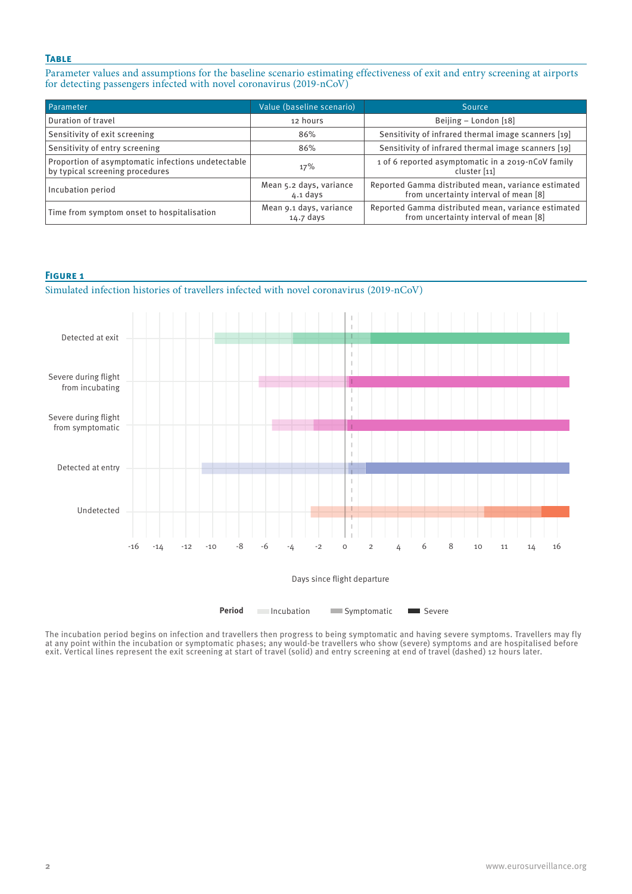## Table

Parameter values and assumptions for the baseline scenario estimating effectiveness of exit and entry screening at airports for detecting passengers infected with novel coronavirus (2019-nCoV)

| Parameter | Value (baseline scenario) | Source |
|---|---|---|
| Duration of travel | 12 hours | Beijing – London [18] |
| Sensitivity of exit screening | 86% | Sensitivity of infrared thermal image scanners [19] |
| Sensitivity of entry screening | 86% | Sensitivity of infrared thermal image scanners [19] |
| Proportion of asymptomatic infections undetectable by typical screening procedures | 17% | 1 of 6 reported asymptomatic in a 2019-nCoV family cluster [11] |
| Incubation period | Mean 5.2 days, variance 4.1 days | Reported Gamma distributed mean, variance estimated from uncertainty interval of mean [8] |
| Time from symptom onset to hospitalisation | Mean 9.1 days, variance 14.7 days | Reported Gamma distributed mean, variance estimated from uncertainty interval of mean [8] |

## Figure 1

Simulated infection histories of travellers infected with novel coronavirus (2019-nCoV)

The incubation period begins on infection and travellers then progress to being symptomatic and having severe symptoms. Travellers may fly at any point within the incubation or symptomatic phases; any would-be travellers who show (severe) symptoms and are hospitalised before exit. Vertical lines represent the exit screening at start of travel (solid) and entry screening at end of travel (dashed) 12 hours later.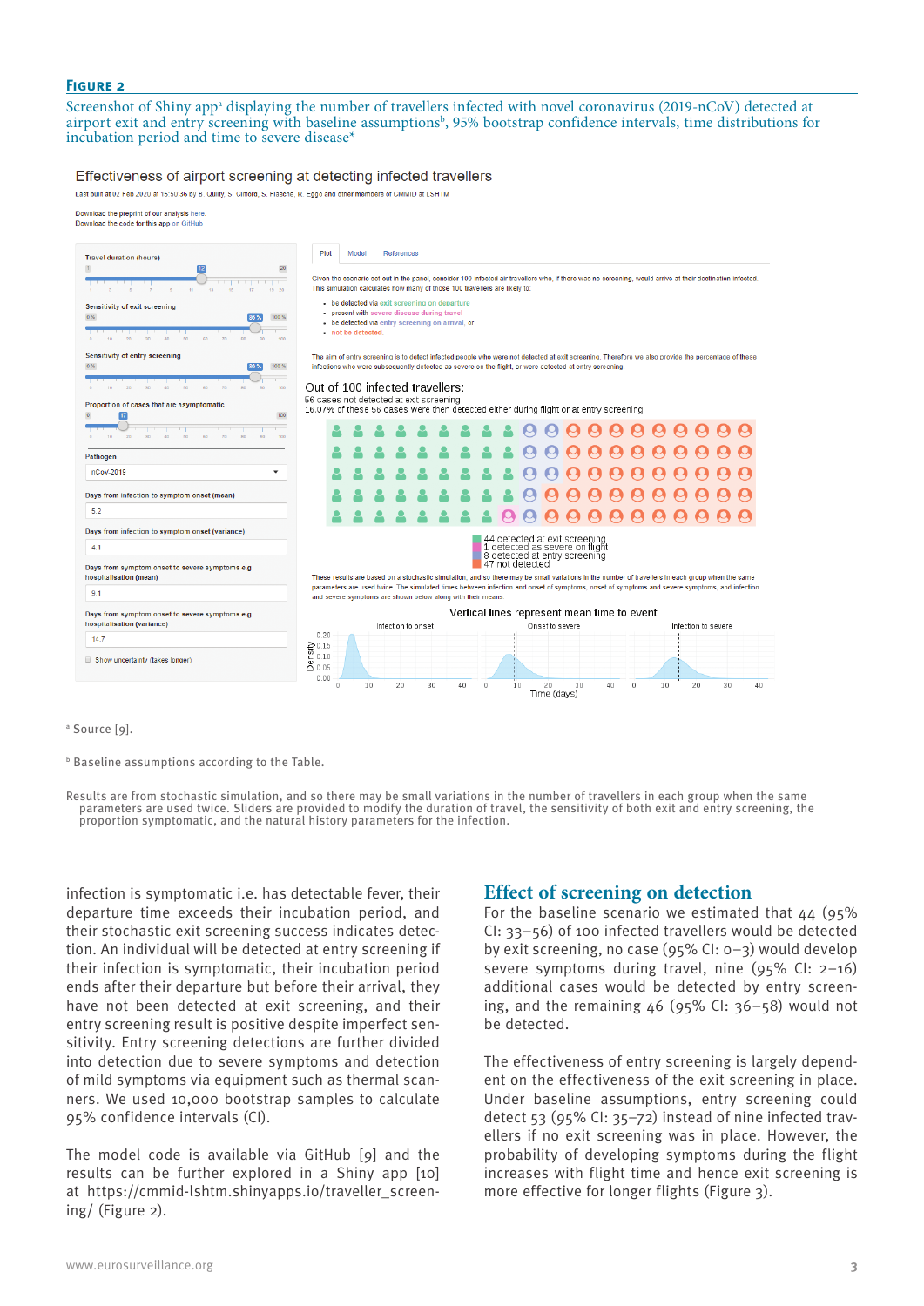## Figure 2

Screenshot of Shiny app[a] displaying the number of travellers infected with novel coronavirus (2019-nCoV) detected at airport exit and entry screening with baseline assumptions[b], 95% bootstrap confidence intervals, time distributions for incubation period and time to severe disease*

[a] Source [9].

[b] Baseline assumptions according to the Table.

Results are from stochastic simulation, and so there may be small variations in the number of travellers in each group when the same parameters are used twice. Sliders are provided to modify the duration of travel, the sensitivity of both exit and entry screening, the proportion symptomatic, and the natural history parameters for the infection.

infection is symptomatic i.e. has detectable fever, their departure time exceeds their incubation period, and their stochastic exit screening success indicates detection. An individual will be detected at entry screening if their infection is symptomatic, their incubation period ends after their departure but before their arrival, they have not been detected at exit screening, and their entry screening result is positive despite imperfect sensitivity. Entry screening detections are further divided into detection due to severe symptoms and detection of mild symptoms via equipment such as thermal scanners. We used 10,000 bootstrap samples to calculate 95% confidence intervals (CI).

The model code is available via GitHub [9] and the results can be further explored in a Shiny app [10] at https://cmmid-lshtm.shinyapps.io/traveller_screening/ (Figure 2).

## Effect of screening on detection

For the baseline scenario we estimated that 44 (95% CI: 33–56) of 100 infected travellers would be detected by exit screening, no case (95% CI: 0–3) would develop severe symptoms during travel, nine (95% CI: 2–16) additional cases would be detected by entry screening, and the remaining 46 (95% CI: 36–58) would not be detected.

The effectiveness of entry screening is largely dependent on the effectiveness of the exit screening in place. Under baseline assumptions, entry screening could detect 53 (95% CI: 35–72) instead of nine infected travellers if no exit screening was in place. However, the probability of developing symptoms during the flight increases with flight time and hence exit screening is more effective for longer flights (Figure 3).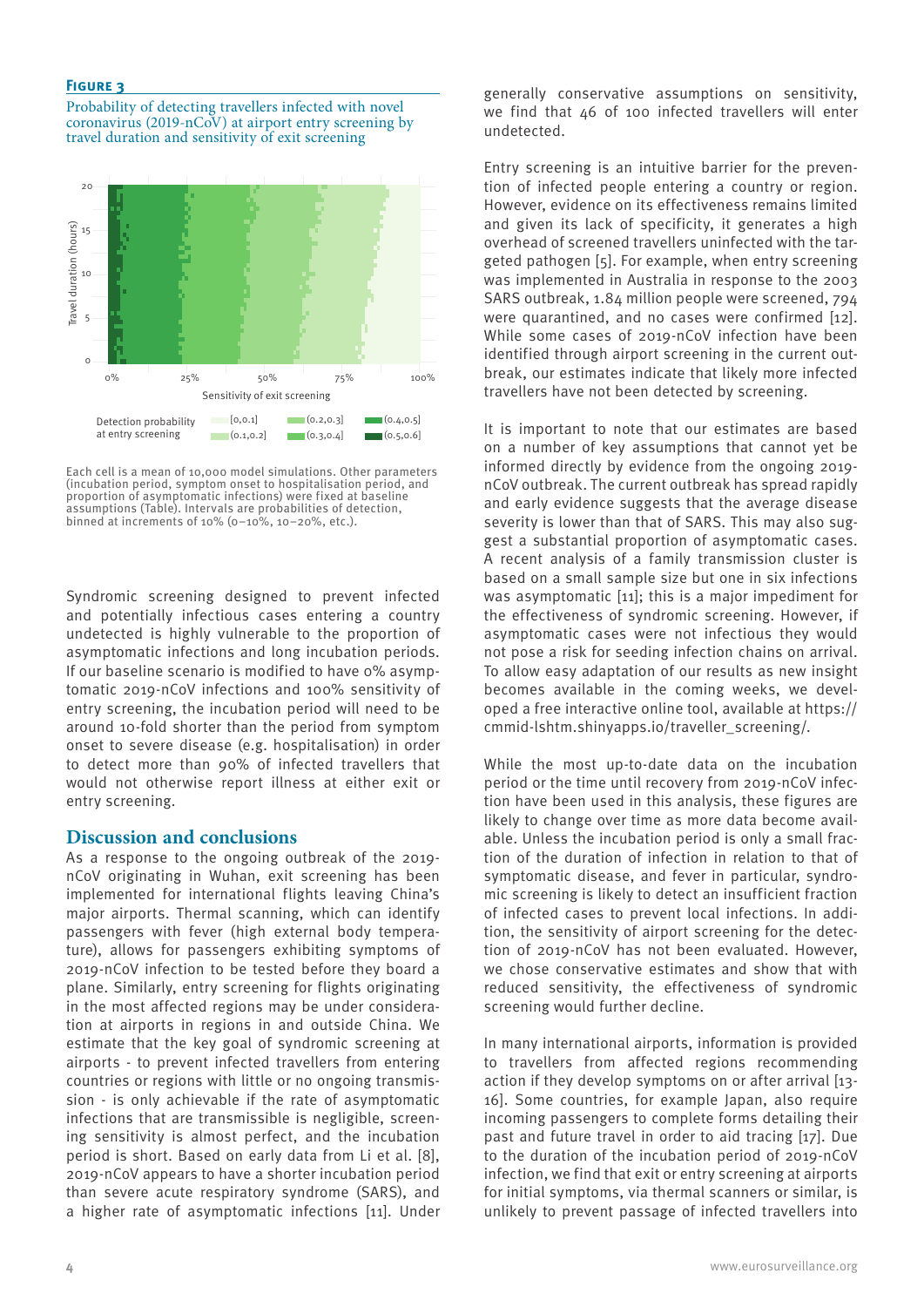**Figure 3**

Probability of detecting travellers infected with novel coronavirus (2019-nCoV) at airport entry screening by travel duration and sensitivity of exit screening

Each cell is a mean of 10,000 model simulations. Other parameters (incubation period, symptom onset to hospitalisation period, and proportion of asymptomatic infections) were fixed at baseline assumptions (Table). Intervals are probabilities of detection, binned at increments of 10% (0–10%, 10–20%, etc.).

Syndromic screening designed to prevent infected and potentially infectious cases entering a country undetected is highly vulnerable to the proportion of asymptomatic infections and long incubation periods. If our baseline scenario is modified to have 0% asymptomatic 2019-nCoV infections and 100% sensitivity of entry screening, the incubation period will need to be around 10-fold shorter than the period from symptom onset to severe disease (e.g. hospitalisation) in order to detect more than 90% of infected travellers that would not otherwise report illness at either exit or entry screening.

## Discussion and conclusions

As a response to the ongoing outbreak of the 2019-nCoV originating in Wuhan, exit screening has been implemented for international flights leaving China's major airports. Thermal scanning, which can identify passengers with fever (high external body temperature), allows for passengers exhibiting symptoms of 2019-nCoV infection to be tested before they board a plane. Similarly, entry screening for flights originating in the most affected regions may be under consideration at airports in regions in and outside China. We estimate that the key goal of syndromic screening at airports - to prevent infected travellers from entering countries or regions with little or no ongoing transmission - is only achievable if the rate of asymptomatic infections that are transmissible is negligible, screening sensitivity is almost perfect, and the incubation period is short. Based on early data from Li et al. [8], 2019-nCoV appears to have a shorter incubation period than severe acute respiratory syndrome (SARS), and a higher rate of asymptomatic infections [11]. Under generally conservative assumptions on sensitivity, we find that 46 of 100 infected travellers will enter undetected.

Entry screening is an intuitive barrier for the prevention of infected people entering a country or region. However, evidence on its effectiveness remains limited and given its lack of specificity, it generates a high overhead of screened travellers uninfected with the targeted pathogen [5]. For example, when entry screening was implemented in Australia in response to the 2003 SARS outbreak, 1.84 million people were screened, 794 were quarantined, and no cases were confirmed [12]. While some cases of 2019-nCoV infection have been identified through airport screening in the current outbreak, our estimates indicate that likely more infected travellers have not been detected by screening.

It is important to note that our estimates are based on a number of key assumptions that cannot yet be informed directly by evidence from the ongoing 2019-nCoV outbreak. The current outbreak has spread rapidly and early evidence suggests that the average disease severity is lower than that of SARS. This may also suggest a substantial proportion of asymptomatic cases. A recent analysis of a family transmission cluster is based on a small sample size but one in six infections was asymptomatic [11]; this is a major impediment for the effectiveness of syndromic screening. However, if asymptomatic cases were not infectious they would not pose a risk for seeding infection chains on arrival. To allow easy adaptation of our results as new insight becomes available in the coming weeks, we developed a free interactive online tool, available at https://cmmid-lshtm.shinyapps.io/traveller_screening/.

While the most up-to-date data on the incubation period or the time until recovery from 2019-nCoV infection have been used in this analysis, these figures are likely to change over time as more data become available. Unless the incubation period is only a small fraction of the duration of infection in relation to that of symptomatic disease, and fever in particular, syndromic screening is likely to detect an insufficient fraction of infected cases to prevent local infections. In addition, the sensitivity of airport screening for the detection of 2019-nCoV has not been evaluated. However, we chose conservative estimates and show that with reduced sensitivity, the effectiveness of syndromic screening would further decline.

In many international airports, information is provided to travellers from affected regions recommending action if they develop symptoms on or after arrival [13-16]. Some countries, for example Japan, also require incoming passengers to complete forms detailing their past and future travel in order to aid tracing [17]. Due to the duration of the incubation period of 2019-nCoV infection, we find that exit or entry screening at airports for initial symptoms, via thermal scanners or similar, is unlikely to prevent passage of infected travellers into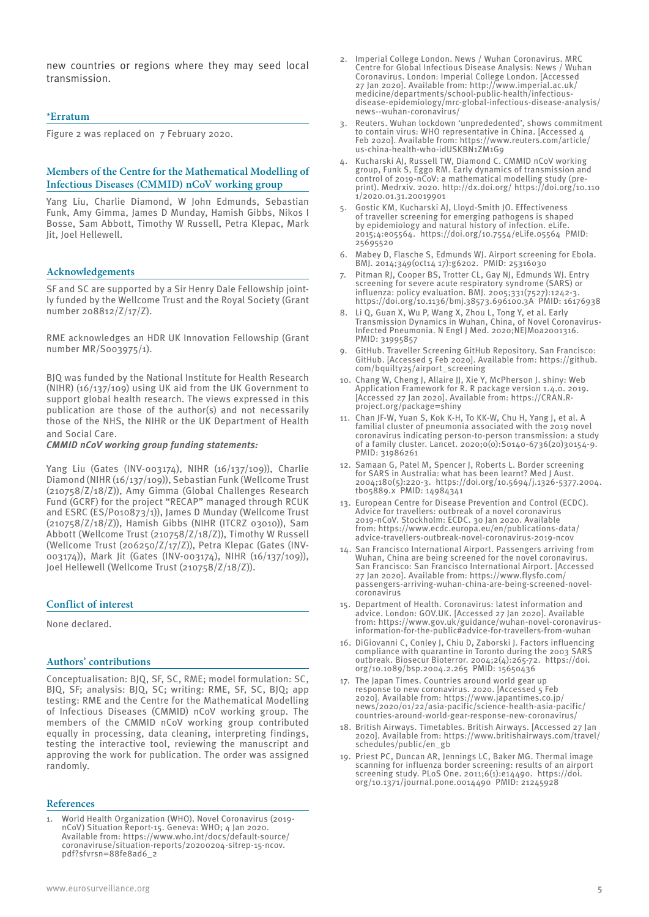new countries or regions where they may seed local transmission.

## *Erratum

Figure 2 was replaced on 7 February 2020.

## Members of the Centre for the Mathematical Modelling of Infectious Diseases (CMMID) nCoV working group

Yang Liu, Charlie Diamond, W John Edmunds, Sebastian Funk, Amy Gimma, James D Munday, Hamish Gibbs, Nikos I Bosse, Sam Abbott, Timothy W Russell, Petra Klepac, Mark Jit, Joel Hellewell.

## Acknowledgements

SF and SC are supported by a Sir Henry Dale Fellowship jointly funded by the Wellcome Trust and the Royal Society (Grant number 208812/Z/17/Z).

RME acknowledges an HDR UK Innovation Fellowship (Grant number MR/S003975/1).

BJQ was funded by the National Institute for Health Research (NIHR) (16/137/109) using UK aid from the UK Government to support global health research. The views expressed in this publication are those of the author(s) and not necessarily those of the NHS, the NIHR or the UK Department of Health and Social Care.

***CMMID nCoV working group funding statements:***

Yang Liu (Gates (INV-003174), NIHR (16/137/109)), Charlie Diamond (NIHR (16/137/109)), Sebastian Funk (Wellcome Trust (210758/Z/18/Z)), Amy Gimma (Global Challenges Research Fund (GCRF) for the project "RECAP" managed through RCUK and ESRC (ES/P010873/1)), James D Munday (Wellcome Trust (210758/Z/18/Z)), Hamish Gibbs (NIHR (ITCRZ 03010)), Sam Abbott (Wellcome Trust (210758/Z/18/Z)), Timothy W Russell (Wellcome Trust (206250/Z/17/Z)), Petra Klepac (Gates (INV-003174)), Mark Jit (Gates (INV-003174), NIHR (16/137/109)), Joel Hellewell (Wellcome Trust (210758/Z/18/Z)).

## Conflict of interest

None declared.

## Authors' contributions

Conceptualisation: BJQ, SF, SC, RME; model formulation: SC, BJQ, SF; analysis: BJQ, SC; writing: RME, SF, SC, BJQ; app testing: RME and the Centre for the Mathematical Modelling of Infectious Diseases (CMMID) nCoV working group. The members of the CMMID nCoV working group contributed equally in processing, data cleaning, interpreting findings, testing the interactive tool, reviewing the manuscript and approving the work for publication. The order was assigned randomly.

## References

1. World Health Organization (WHO). Novel Coronavirus (2019-nCoV) Situation Report-15. Geneva: WHO; 4 Jan 2020. Available from: https://www.who.int/docs/default-source/coronaviruse/situation-reports/20200204-sitrep-15-ncov.pdf?sfvrsn=88fe8ad6_2
2. Imperial College London. News / Wuhan Coronavirus. MRC Centre for Global Infectious Disease Analysis: News / Wuhan Coronavirus. London: Imperial College London. [Accessed 27 Jan 2020]. Available from: http://www.imperial.ac.uk/medicine/departments/school-public-health/infectious-disease-epidemiology/mrc-global-infectious-disease-analysis/news--wuhan-coronavirus/
3. Reuters. Wuhan lockdown 'unpredededented', shows commitment to contain virus: WHO representative in China. [Accessed 4 Feb 2020]. Available from: https://www.reuters.com/article/us-china-health-who-idUSKBN1ZM1G9
4. Kucharski AJ, Russell TW, Diamond C. CMMID nCoV working group, Funk S, Eggo RM. Early dynamics of transmission and control of 2019-nCoV: a mathematical modelling study (pre-print). Medrxiv. 2020. http://dx.doi.org/ https://doi.org/10.1101/2020.01.31.20019901
5. Gostic KM, Kucharski AJ, Lloyd-Smith JO. Effectiveness of traveller screening for emerging pathogens is shaped by epidemiology and natural history of infection. eLife. 2015;4:e05564. https://doi.org/10.7554/eLife.05564 PMID: 25695520
6. Mabey D, Flasche S, Edmunds WJ. Airport screening for Ebola. BMJ. 2014;349(oct14 17):g6202. PMID: 25316030
7. Pitman RJ, Cooper BS, Trotter CL, Gay NJ, Edmunds WJ. Entry screening for severe acute respiratory syndrome (SARS) or influenza: policy evaluation. BMJ. 2005;331(7527):1242-3. https://doi.org/10.1136/bmj.38573.696100.3A PMID: 16176938
8. Li Q, Guan X, Wu P, Wang X, Zhou L, Tong Y, et al. Early Transmission Dynamics in Wuhan, China, of Novel Coronavirus-Infected Pneumonia. N Engl J Med. 2020;NEJMoa2001316. PMID: 31995857
9. GitHub. Traveller Screening GitHub Repository. San Francisco: GitHub. [Accessed 5 Feb 2020]. Available from: https://github.com/bquilty25/airport_screening
10. Chang W, Cheng J, Allaire JJ, Xie Y, McPherson J. shiny: Web Application Framework for R. R package version 1.4.0. 2019. [Accessed 27 Jan 2020]. Available from: https://CRAN.R-project.org/package=shiny
11. Chan JF-W, Yuan S, Kok K-H, To KK-W, Chu H, Yang J, et al. A familial cluster of pneumonia associated with the 2019 novel coronavirus indicating person-to-person transmission: a study of a family cluster. Lancet. 2020;0(0):S0140-6736(20)30154-9. PMID: 31986261
12. Samaan G, Patel M, Spencer J, Roberts L. Border screening for SARS in Australia: what has been learnt? Med J Aust. 2004;180(5):220-3. https://doi.org/10.5694/j.1326-5377.2004.tb05889.x PMID: 14984341
13. European Centre for Disease Prevention and Control (ECDC). Advice for travellers: outbreak of a novel coronavirus 2019-nCoV. Stockholm: ECDC. 30 Jan 2020. Available from: https://www.ecdc.europa.eu/en/publications-data/advice-travellers-outbreak-novel-coronavirus-2019-ncov
14. San Francisco International Airport. Passengers arriving from Wuhan, China are being screened for the novel coronavirus. San Francisco: San Francisco International Airport. [Accessed 27 Jan 2020]. Available from: https://www.flysfo.com/passengers-arriving-wuhan-china-are-being-screened-novel-coronavirus
15. Department of Health. Coronavirus: latest information and advice. London: GOV.UK. [Accessed 27 Jan 2020]. Available from: https://www.gov.uk/guidance/wuhan-novel-coronavirus-information-for-the-public#advice-for-travellers-from-wuhan
16. DiGiovanni C, Conley J, Chiu D, Zaborski J. Factors influencing compliance with quarantine in Toronto during the 2003 SARS outbreak. Biosecur Bioterror. 2004;2(4):265-72. https://doi.org/10.1089/bsp.2004.2.265 PMID: 15650436
17. The Japan Times. Countries around world gear up response to new coronavirus. 2020. [Accessed 5 Feb 2020]. Available from: https://www.japantimes.co.jp/news/2020/01/22/asia-pacific/science-health-asia-pacific/countries-around-world-gear-response-new-coronavirus/
18. British Airways. Timetables. British Airways. [Accessed 27 Jan 2020]. Available from: https://www.britishairways.com/travel/schedules/public/en_gb
19. Priest PC, Duncan AR, Jennings LC, Baker MG. Thermal image scanning for influenza border screening: results of an airport screening study. PLoS One. 2011;6(1):e14490. https://doi.org/10.1371/journal.pone.0014490 PMID: 21245928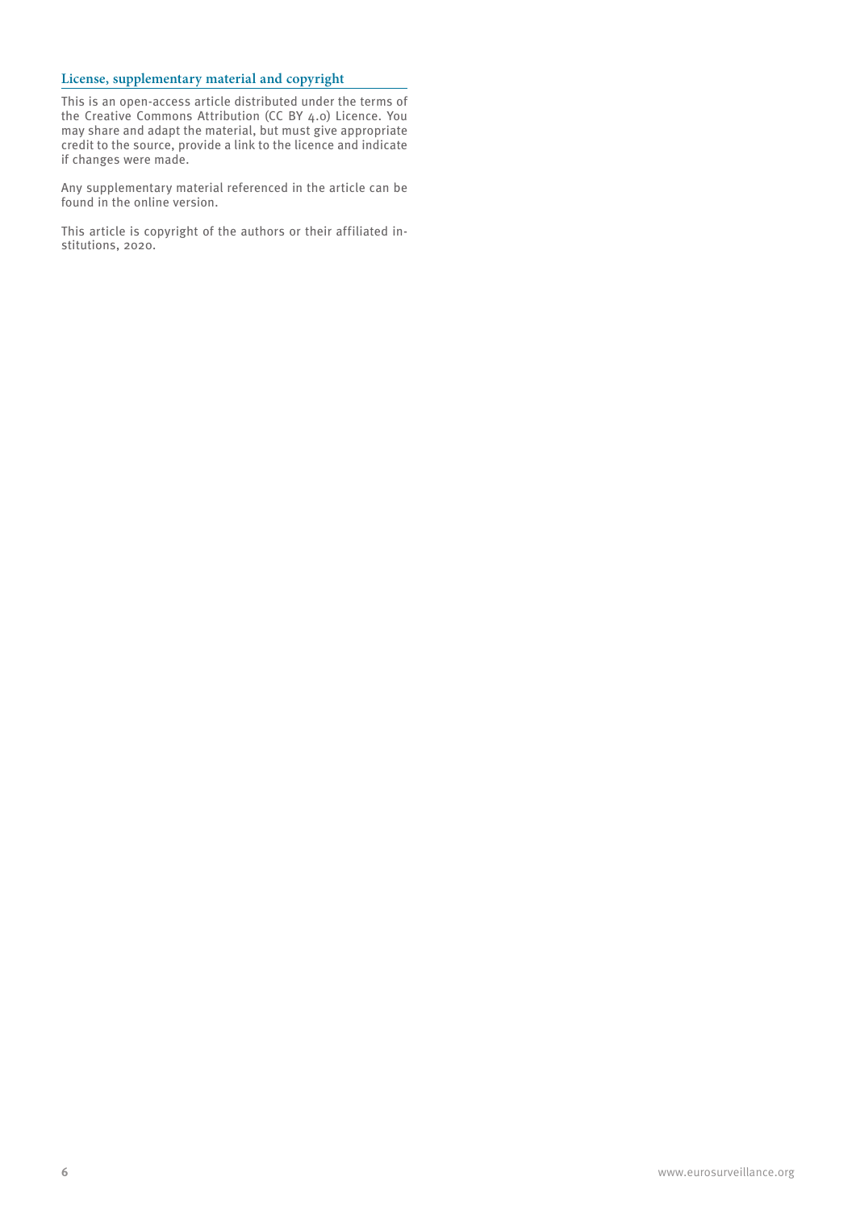## License, supplementary material and copyright

This is an open-access article distributed under the terms of the Creative Commons Attribution (CC BY 4.0) Licence. You may share and adapt the material, but must give appropriate credit to the source, provide a link to the licence and indicate if changes were made.

Any supplementary material referenced in the article can be found in the online version.

This article is copyright of the authors or their affiliated institutions, 2020.